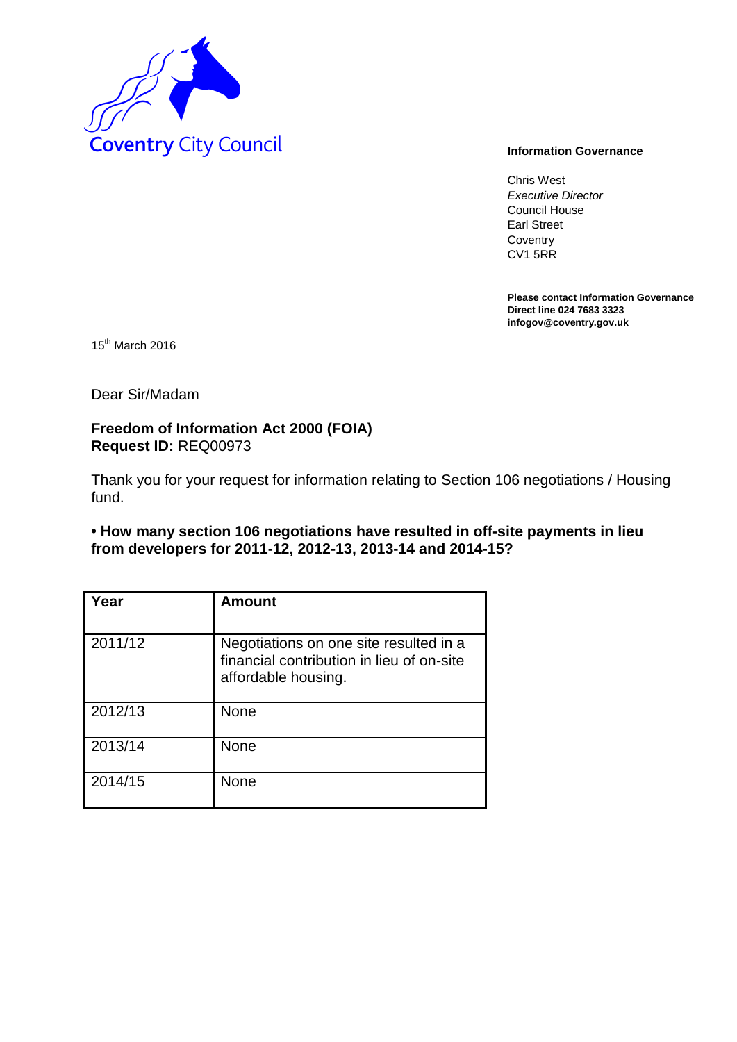Coventry City Council

**Information Governance**

Chris West
*Executive Director*
Council House
Earl Street
Coventry
CV1 5RR

**Please contact Information Governance**
**Direct line 024 7683 3323**
**infogov@coventry.gov.uk**

15th March 2016

Dear Sir/Madam

**Freedom of Information Act 2000 (FOIA)**
**Request ID:** REQ00973

Thank you for your request for information relating to Section 106 negotiations / Housing fund.

**• How many section 106 negotiations have resulted in off-site payments in lieu from developers for 2011-12, 2012-13, 2013-14 and 2014-15?**

| Year | Amount |
|---|---|
| 2011/12 | Negotiations on one site resulted in a financial contribution in lieu of on-site affordable housing. |
| 2012/13 | None |
| 2013/14 | None |
| 2014/15 | None |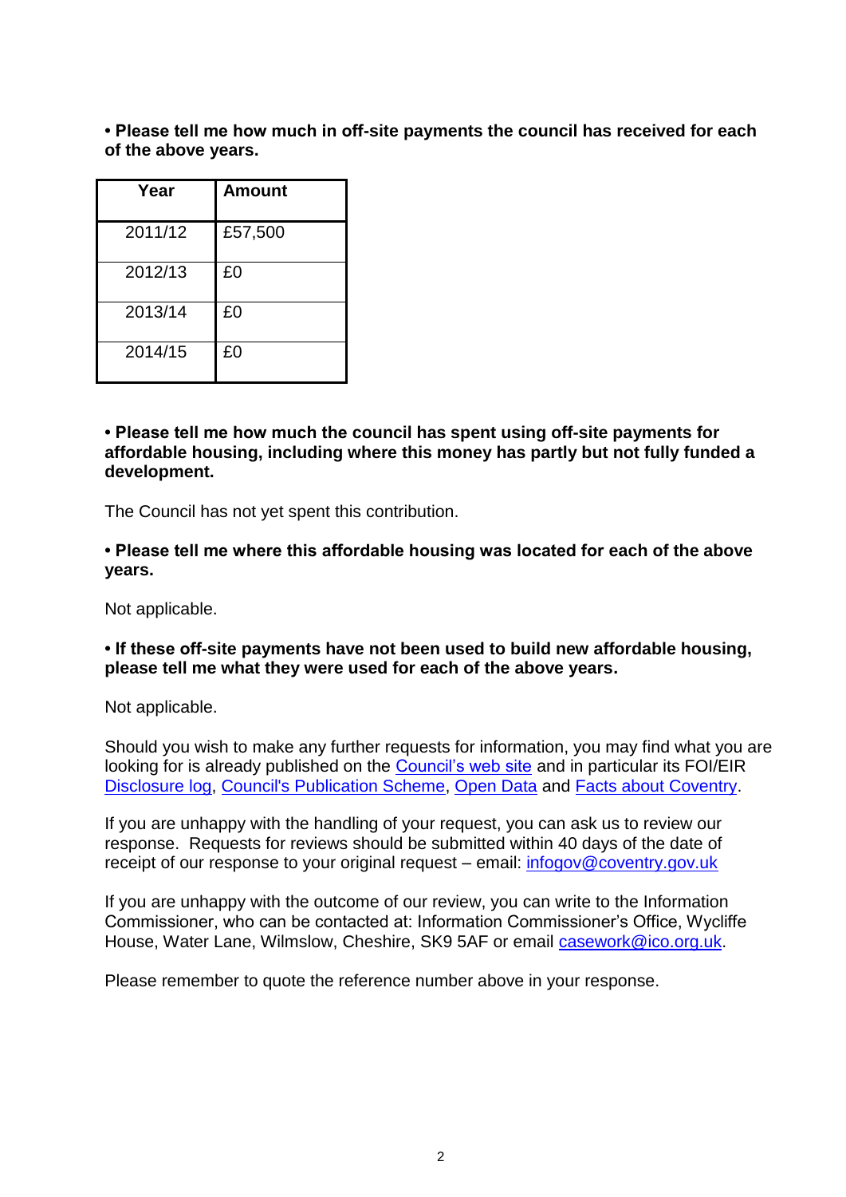**• Please tell me how much in off-site payments the council has received for each of the above years.**

| Year | Amount |
| --- | --- |
| 2011/12 | £57,500 |
| 2012/13 | £0 |
| 2013/14 | £0 |
| 2014/15 | £0 |

**• Please tell me how much the council has spent using off-site payments for affordable housing, including where this money has partly but not fully funded a development.**

The Council has not yet spent this contribution.

**• Please tell me where this affordable housing was located for each of the above years.**

Not applicable.

**• If these off-site payments have not been used to build new affordable housing, please tell me what they were used for each of the above years.**

Not applicable.

Should you wish to make any further requests for information, you may find what you are looking for is already published on the Council's web site and in particular its FOI/EIR Disclosure log, Council's Publication Scheme, Open Data and Facts about Coventry.

If you are unhappy with the handling of your request, you can ask us to review our response. Requests for reviews should be submitted within 40 days of the date of receipt of our response to your original request – email: infogov@coventry.gov.uk

If you are unhappy with the outcome of our review, you can write to the Information Commissioner, who can be contacted at: Information Commissioner's Office, Wycliffe House, Water Lane, Wilmslow, Cheshire, SK9 5AF or email casework@ico.org.uk.

Please remember to quote the reference number above in your response.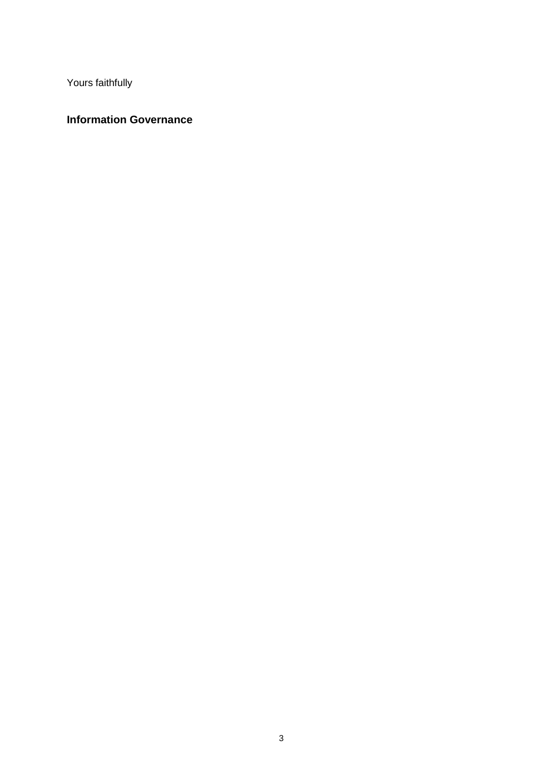Yours faithfully

**Information Governance**